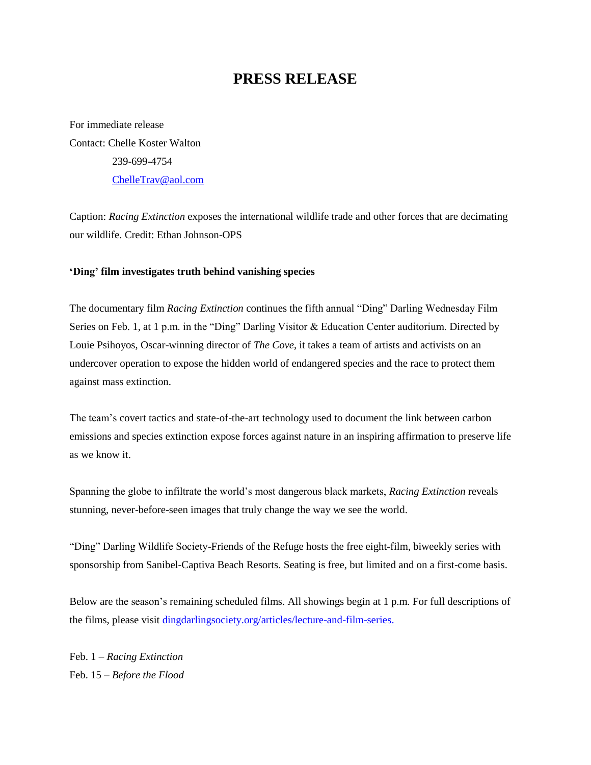# PRESS RELEASE

For immediate release

Contact: Chelle Koster Walton

239-699-4754

ChelleTrav@aol.com

Caption: *Racing Extinction* exposes the international wildlife trade and other forces that are decimating our wildlife. Credit: Ethan Johnson-OPS

**'Ding' film investigates truth behind vanishing species**

The documentary film *Racing Extinction* continues the fifth annual "Ding" Darling Wednesday Film Series on Feb. 1, at 1 p.m. in the "Ding" Darling Visitor & Education Center auditorium. Directed by Louie Psihoyos, Oscar-winning director of *The Cove*, it takes a team of artists and activists on an undercover operation to expose the hidden world of endangered species and the race to protect them against mass extinction.

The team's covert tactics and state-of-the-art technology used to document the link between carbon emissions and species extinction expose forces against nature in an inspiring affirmation to preserve life as we know it.

Spanning the globe to infiltrate the world's most dangerous black markets, *Racing Extinction* reveals stunning, never-before-seen images that truly change the way we see the world.

"Ding" Darling Wildlife Society-Friends of the Refuge hosts the free eight-film, biweekly series with sponsorship from Sanibel-Captiva Beach Resorts. Seating is free, but limited and on a first-come basis.

Below are the season's remaining scheduled films. All showings begin at 1 p.m. For full descriptions of the films, please visit dingdarlingsociety.org/articles/lecture-and-film-series.

Feb. 1 – *Racing Extinction*

Feb. 15 – *Before the Flood*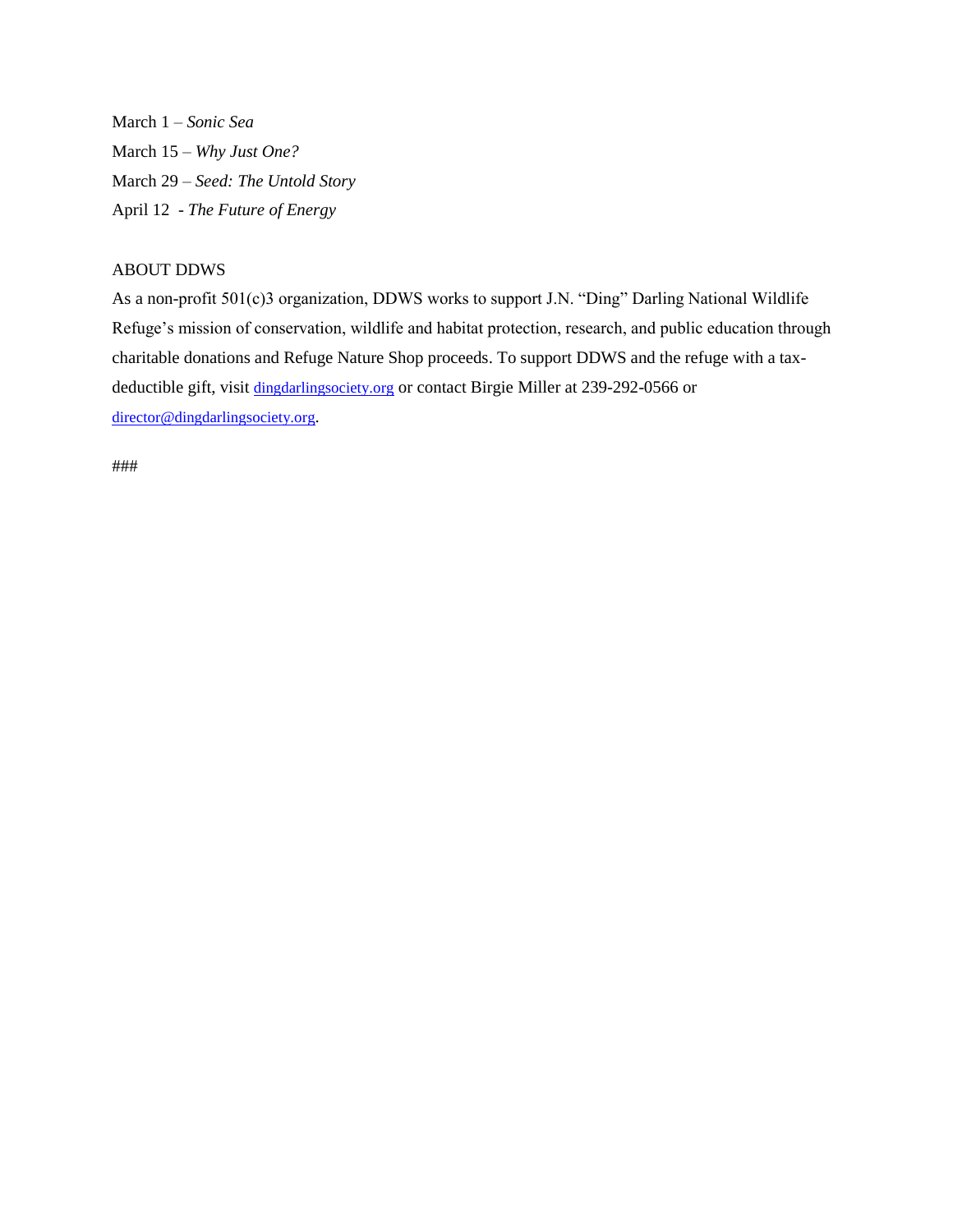March 1 – *Sonic Sea*

March 15 – *Why Just One?*

March 29 – *Seed: The Untold Story*

April 12 - *The Future of Energy*

ABOUT DDWS

As a non-profit 501(c)3 organization, DDWS works to support J.N. "Ding" Darling National Wildlife Refuge's mission of conservation, wildlife and habitat protection, research, and public education through charitable donations and Refuge Nature Shop proceeds. To support DDWS and the refuge with a tax-deductible gift, visit dingdarlingsociety.org or contact Birgie Miller at 239-292-0566 or director@dingdarlingsociety.org.

###